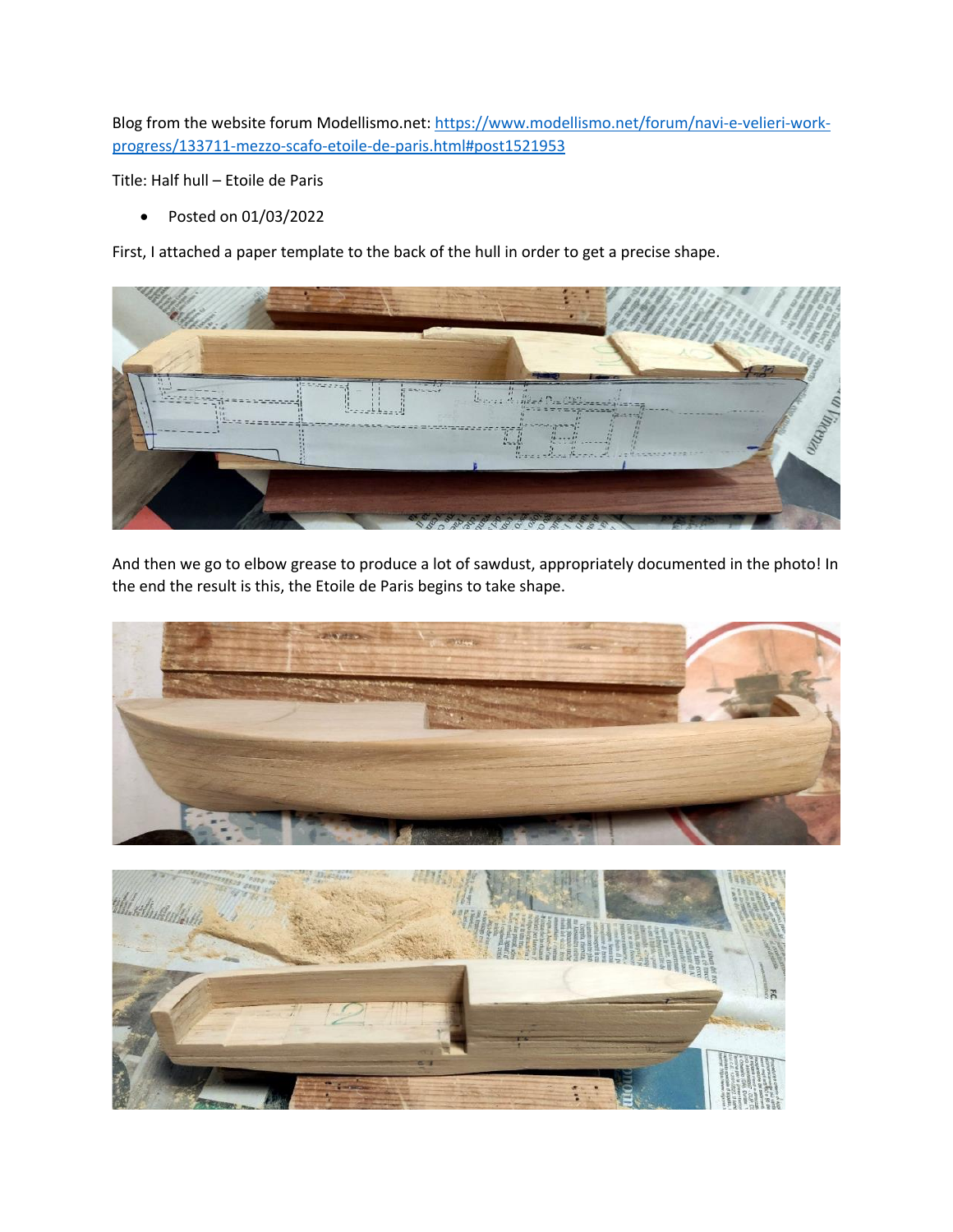Blog from the website forum Modellismo.net: [https://www.modellismo.net/forum/navi-e-velieri-work-progress/133711-mezzo-scafo-etoile-de-paris.html#post1521953](https://www.modellismo.net/forum/navi-e-velieri-work-progress/133711-mezzo-scafo-etoile-de-paris.html#post1521953)

Title: Half hull – Etoile de Paris

- Posted on 01/03/2022

First, I attached a paper template to the back of the hull in order to get a precise shape.

And then we go to elbow grease to produce a lot of sawdust, appropriately documented in the photo! In the end the result is this, the Etoile de Paris begins to take shape.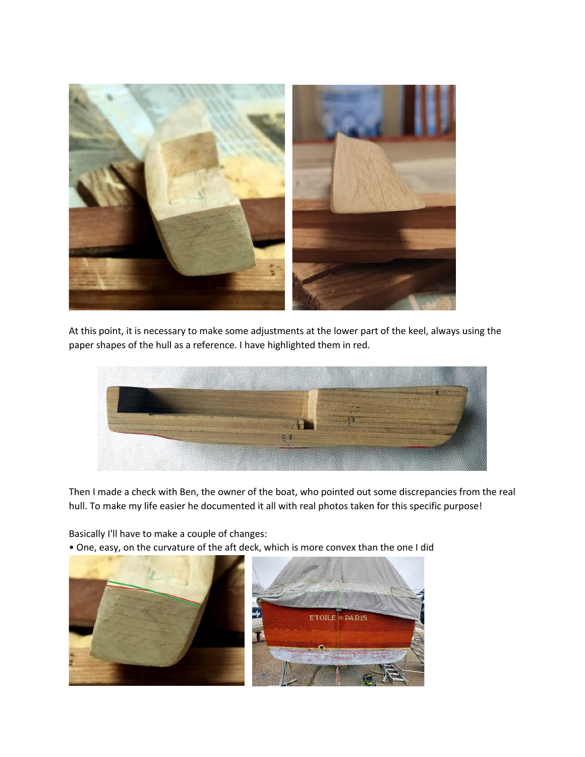At this point, it is necessary to make some adjustments at the lower part of the keel, always using the paper shapes of the hull as a reference. I have highlighted them in red.

Then I made a check with Ben, the owner of the boat, who pointed out some discrepancies from the real hull. To make my life easier he documented it all with real photos taken for this specific purpose!

Basically I'll have to make a couple of changes:

- One, easy, on the curvature of the aft deck, which is more convex than the one I did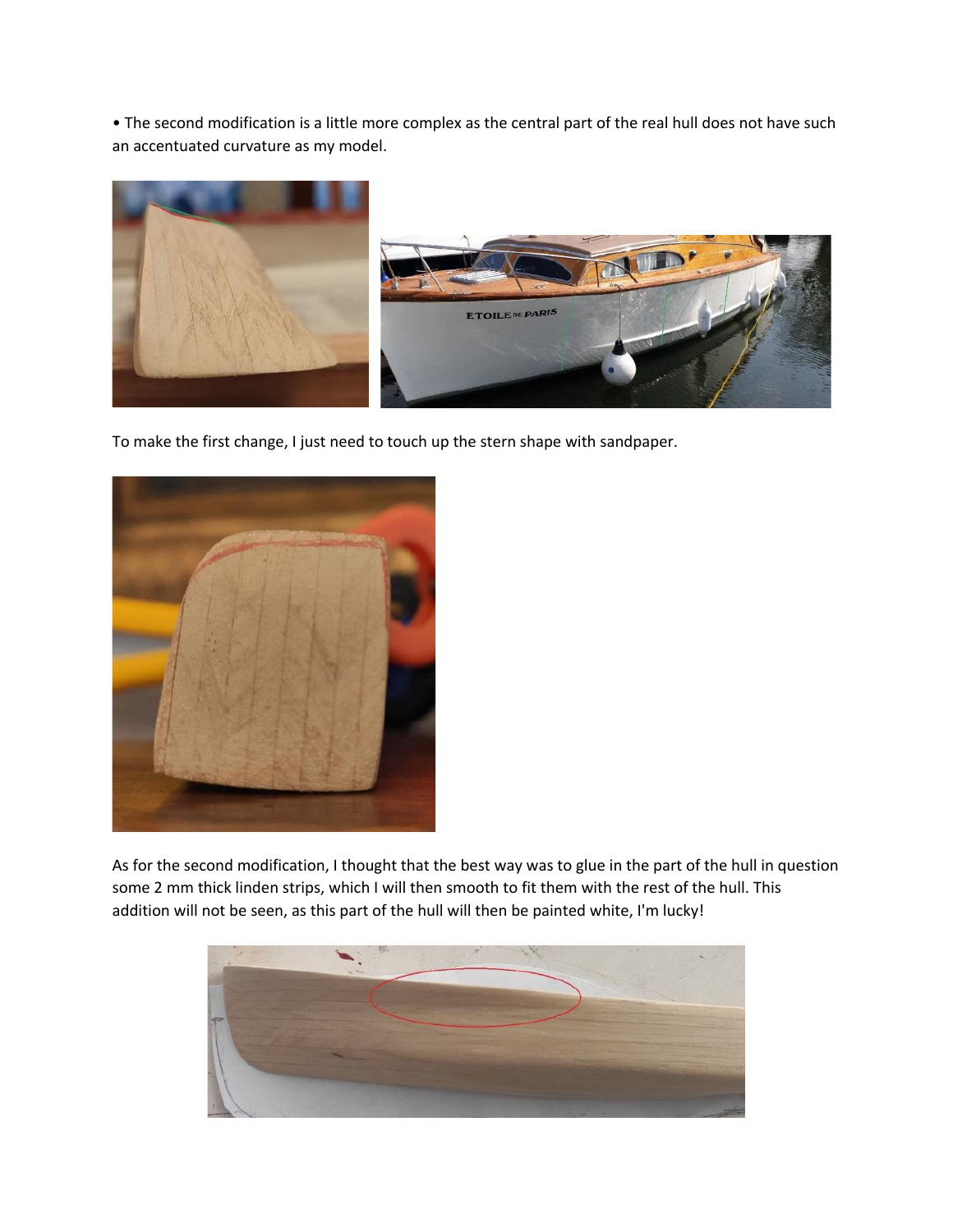• The second modification is a little more complex as the central part of the real hull does not have such an accentuated curvature as my model.

To make the first change, I just need to touch up the stern shape with sandpaper.

As for the second modification, I thought that the best way was to glue in the part of the hull in question some 2 mm thick linden strips, which I will then smooth to fit them with the rest of the hull. This addition will not be seen, as this part of the hull will then be painted white, I'm lucky!